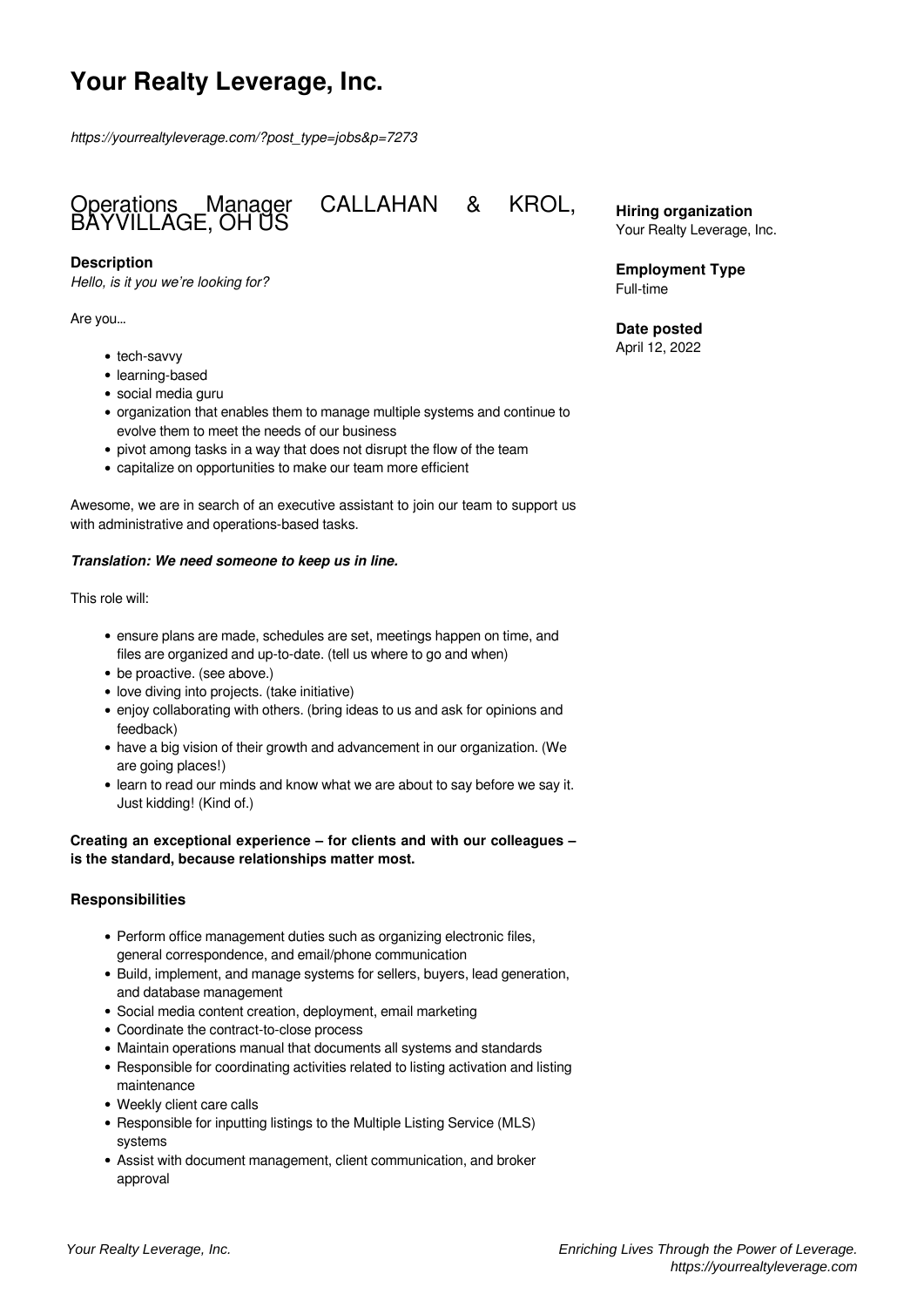# Your Realty Leverage, Inc.

*https://yourrealtyleverage.com/?post_type=jobs&p=7273*

## Operations Manager CALLAHAN & KROL, BAYVILLAGE, OH US

**Hiring organization**
Your Realty Leverage, Inc.

**Employment Type**
Full-time

**Date posted**
April 12, 2022

### Description

*Hello, is it you we're looking for?*

Are you...

- tech-savvy
- learning-based
- social media guru
- organization that enables them to manage multiple systems and continue to evolve them to meet the needs of our business
- pivot among tasks in a way that does not disrupt the flow of the team
- capitalize on opportunities to make our team more efficient

Awesome, we are in search of an executive assistant to join our team to support us with administrative and operations-based tasks.

***Translation: We need someone to keep us in line.***

This role will:

- ensure plans are made, schedules are set, meetings happen on time, and files are organized and up-to-date. (tell us where to go and when)
- be proactive. (see above.)
- love diving into projects. (take initiative)
- enjoy collaborating with others. (bring ideas to us and ask for opinions and feedback)
- have a big vision of their growth and advancement in our organization. (We are going places!)
- learn to read our minds and know what we are about to say before we say it. Just kidding! (Kind of.)

**Creating an exceptional experience – for clients and with our colleagues – is the standard, because relationships matter most.**

### Responsibilities

- Perform office management duties such as organizing electronic files, general correspondence, and email/phone communication
- Build, implement, and manage systems for sellers, buyers, lead generation, and database management
- Social media content creation, deployment, email marketing
- Coordinate the contract-to-close process
- Maintain operations manual that documents all systems and standards
- Responsible for coordinating activities related to listing activation and listing maintenance
- Weekly client care calls
- Responsible for inputting listings to the Multiple Listing Service (MLS) systems
- Assist with document management, client communication, and broker approval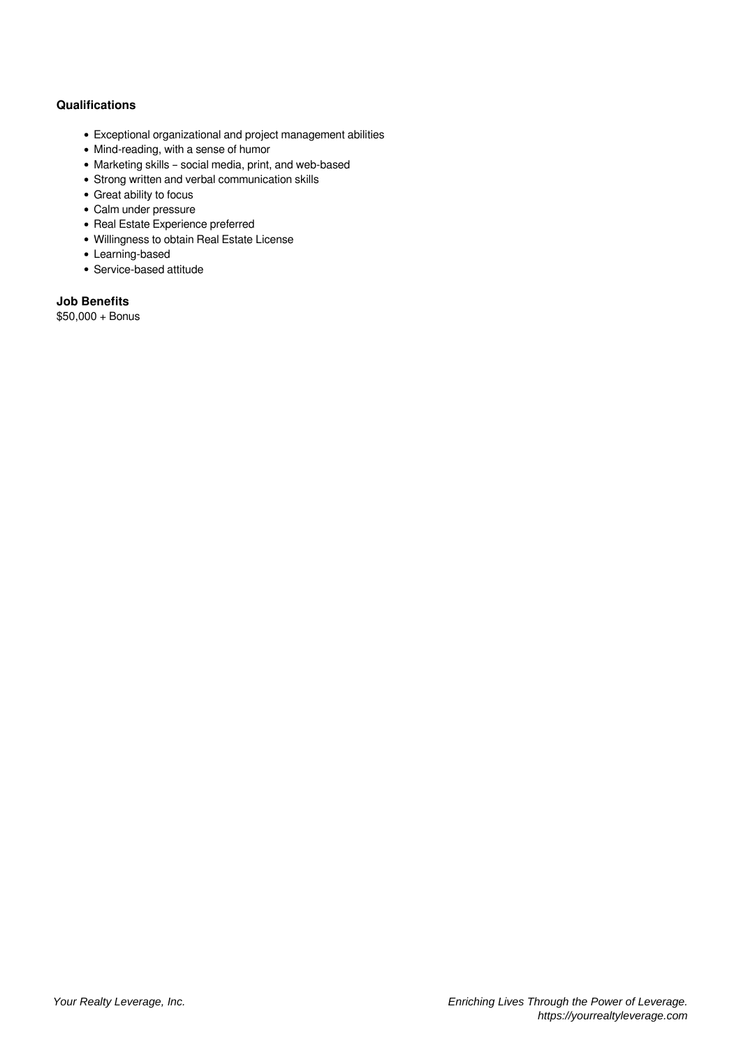### Qualifications

- Exceptional organizational and project management abilities
- Mind-reading, with a sense of humor
- Marketing skills – social media, print, and web-based
- Strong written and verbal communication skills
- Great ability to focus
- Calm under pressure
- Real Estate Experience preferred
- Willingness to obtain Real Estate License
- Learning-based
- Service-based attitude

### Job Benefits

$50,000 + Bonus